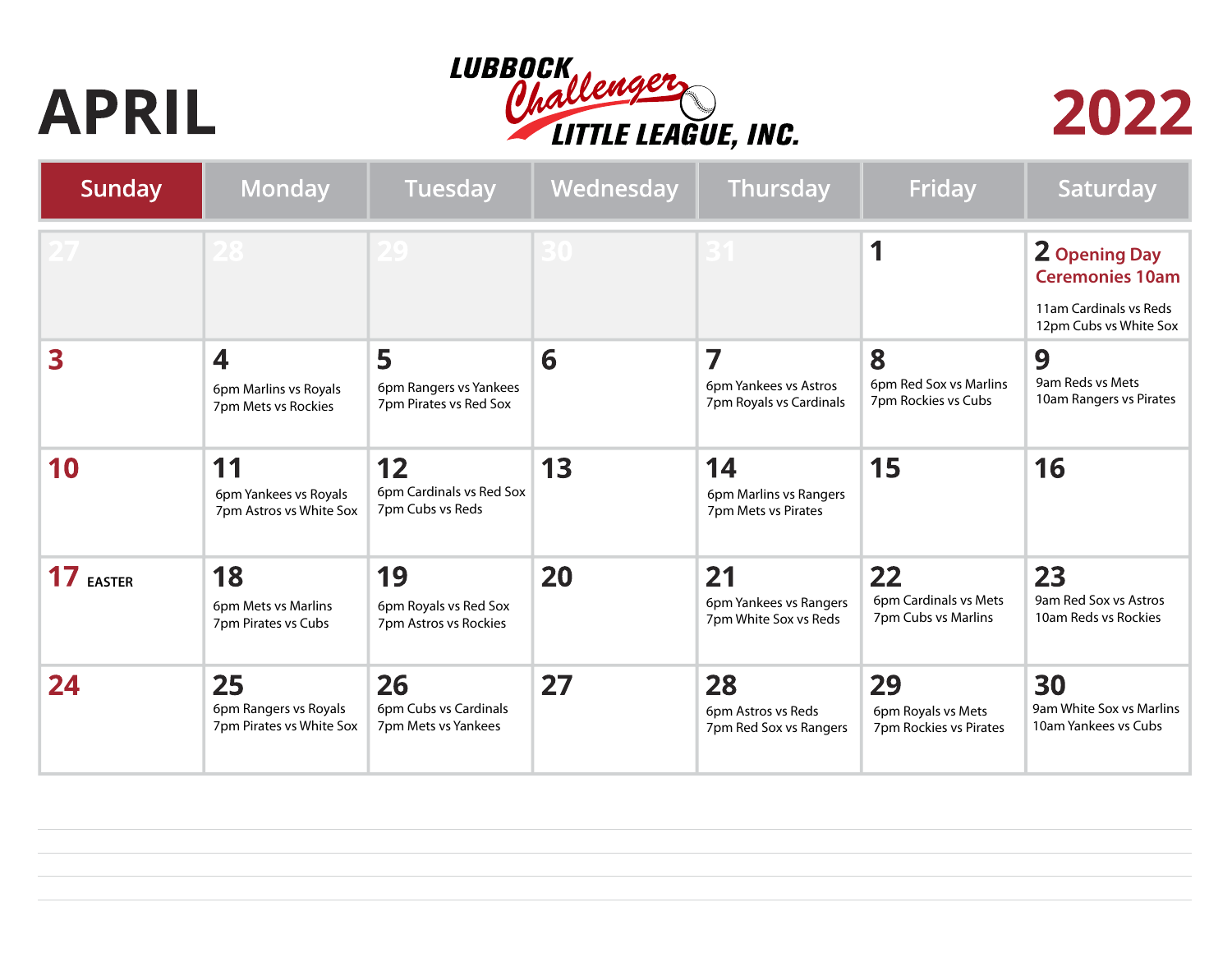# APRIL

LUBBOCK Challenger LITTLE LEAGUE, INC.

# 2022

| Sunday | Monday | Tuesday | Wednesday | Thursday | Friday | Saturday |
|---|---|---|---|---|---|---|
| 27 | 28 | 29 | 30 | 31 | 1 | 2 Opening Day Ceremonies 10am<br>11am Cardinals vs Reds<br>12pm Cubs vs White Sox |
| 3 | 4<br>6pm Marlins vs Royals<br>7pm Mets vs Rockies | 5<br>6pm Rangers vs Yankees<br>7pm Pirates vs Red Sox | 6 | 7<br>6pm Yankees vs Astros<br>7pm Royals vs Cardinals | 8<br>6pm Red Sox vs Marlins<br>7pm Rockies vs Cubs | 9<br>9am Reds vs Mets<br>10am Rangers vs Pirates |
| 10 | 11<br>6pm Yankees vs Royals<br>7pm Astros vs White Sox | 12<br>6pm Cardinals vs Red Sox<br>7pm Cubs vs Reds | 13 | 14<br>6pm Marlins vs Rangers<br>7pm Mets vs Pirates | 15 | 16 |
| 17 EASTER | 18<br>6pm Mets vs Marlins<br>7pm Pirates vs Cubs | 19<br>6pm Royals vs Red Sox<br>7pm Astros vs Rockies | 20 | 21<br>6pm Yankees vs Rangers<br>7pm White Sox vs Reds | 22<br>6pm Cardinals vs Mets<br>7pm Cubs vs Marlins | 23<br>9am Red Sox vs Astros<br>10am Reds vs Rockies |
| 24 | 25<br>6pm Rangers vs Royals<br>7pm Pirates vs White Sox | 26<br>6pm Cubs vs Cardinals<br>7pm Mets vs Yankees | 27 | 28<br>6pm Astros vs Reds<br>7pm Red Sox vs Rangers | 29<br>6pm Royals vs Mets<br>7pm Rockies vs Pirates | 30<br>9am White Sox vs Marlins<br>10am Yankees vs Cubs |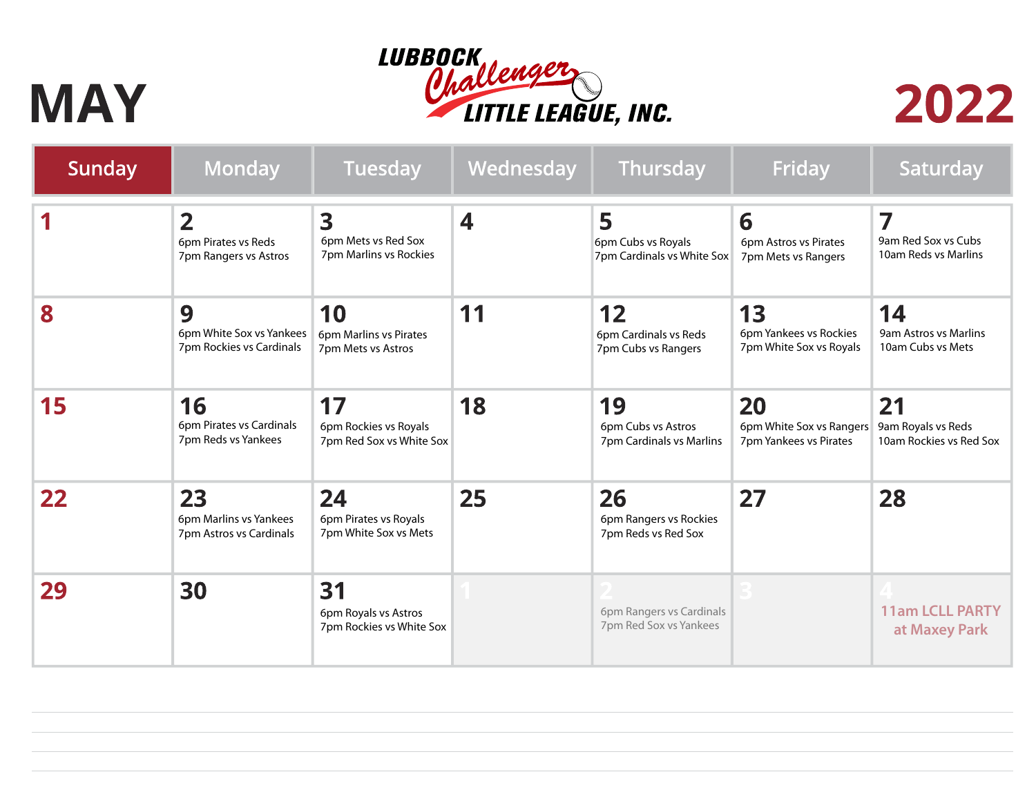# MAY

**LUBBOCK Challenger LITTLE LEAGUE, INC.**

# 2022

| Sunday | Monday | Tuesday | Wednesday | Thursday | Friday | Saturday |
|---|---|---|---|---|---|---|
| 1 | 2<br>6pm Pirates vs Reds<br>7pm Rangers vs Astros | 3<br>6pm Mets vs Red Sox<br>7pm Marlins vs Rockies | 4 | 5<br>6pm Cubs vs Royals<br>7pm Cardinals vs White Sox | 6<br>6pm Astros vs Pirates<br>7pm Mets vs Rangers | 7<br>9am Red Sox vs Cubs<br>10am Reds vs Marlins |
| 8 | 9<br>6pm White Sox vs Yankees<br>7pm Rockies vs Cardinals | 10<br>6pm Marlins vs Pirates<br>7pm Mets vs Astros | 11 | 12<br>6pm Cardinals vs Reds<br>7pm Cubs vs Rangers | 13<br>6pm Yankees vs Rockies<br>7pm White Sox vs Royals | 14<br>9am Astros vs Marlins<br>10am Cubs vs Mets |
| 15 | 16<br>6pm Pirates vs Cardinals<br>7pm Reds vs Yankees | 17<br>6pm Rockies vs Royals<br>7pm Red Sox vs White Sox | 18 | 19<br>6pm Cubs vs Astros<br>7pm Cardinals vs Marlins | 20<br>6pm White Sox vs Rangers<br>7pm Yankees vs Pirates | 21<br>9am Royals vs Reds<br>10am Rockies vs Red Sox |
| 22 | 23<br>6pm Marlins vs Yankees<br>7pm Astros vs Cardinals | 24<br>6pm Pirates vs Royals<br>7pm White Sox vs Mets | 25 | 26<br>6pm Rangers vs Rockies<br>7pm Reds vs Red Sox | 27 | 28 |
| 29 | 30 | 31<br>6pm Royals vs Astros<br>7pm Rockies vs White Sox | 1 | 2<br>6pm Rangers vs Cardinals<br>7pm Red Sox vs Yankees | 3 | 4<br>11am LCLL PARTY at Maxey Park |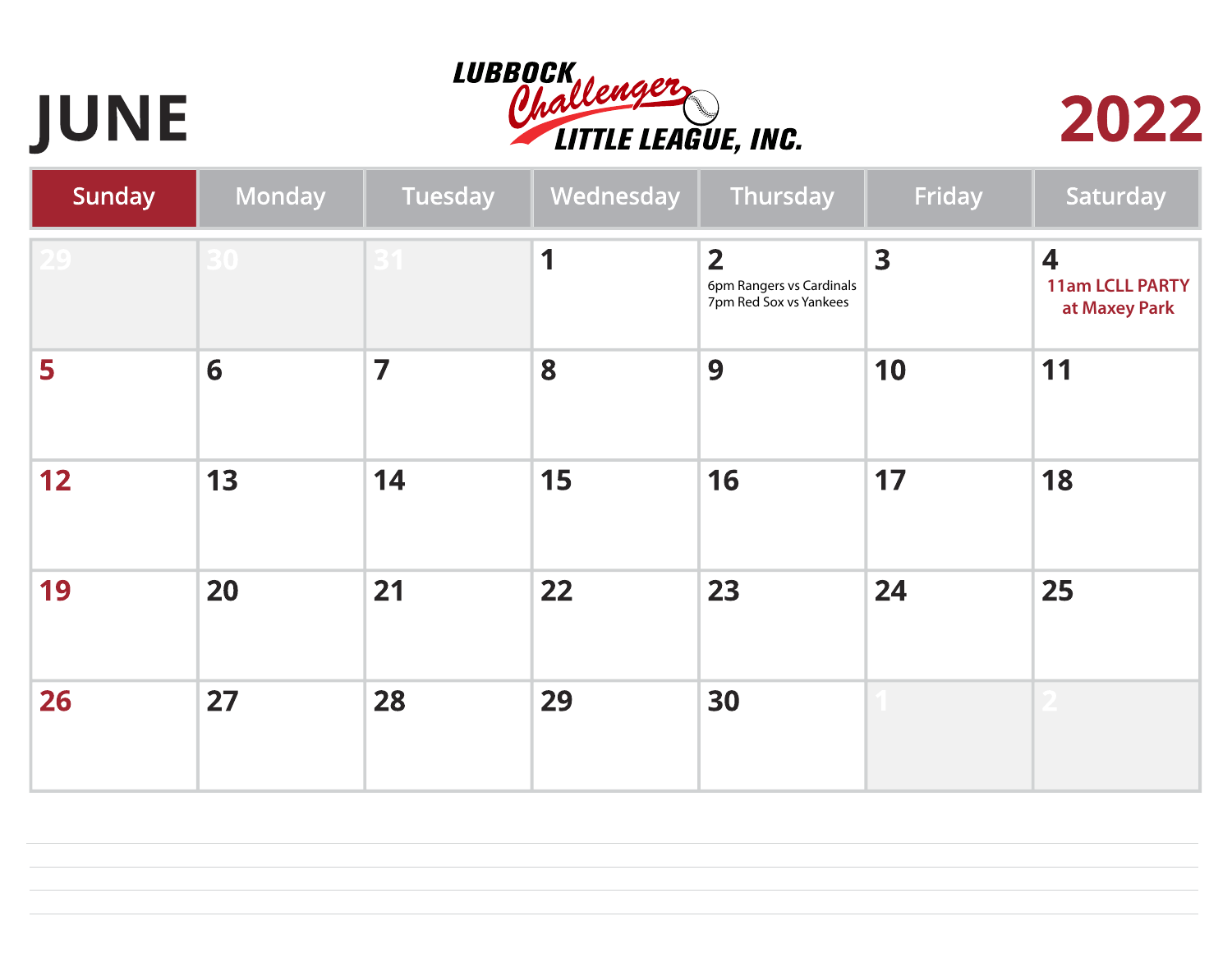# JUNE

LUBBOCK Challenger LITTLE LEAGUE, INC.

# 2022

| Sunday | Monday | Tuesday | Wednesday | Thursday | Friday | Saturday |
|---|---|---|---|---|---|---|
| 29 | 30 | 31 | 1 | 2<br>6pm Rangers vs Cardinals<br>7pm Red Sox vs Yankees | 3 | 4<br>11am LCLL PARTY at Maxey Park |
| 5 | 6 | 7 | 8 | 9 | 10 | 11 |
| 12 | 13 | 14 | 15 | 16 | 17 | 18 |
| 19 | 20 | 21 | 22 | 23 | 24 | 25 |
| 26 | 27 | 28 | 29 | 30 | 1 | 2 |